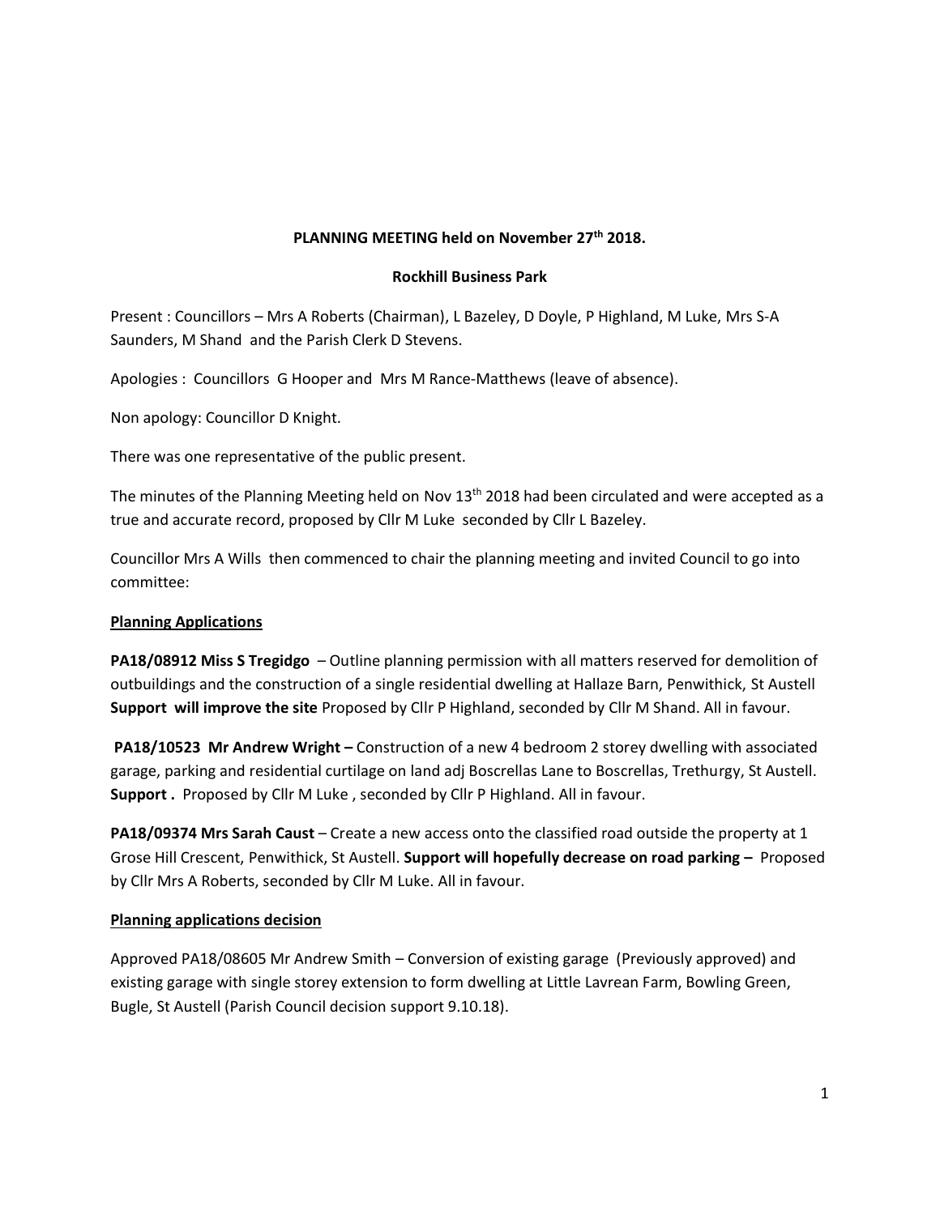**PLANNING MEETING held on November 27th 2018.**

**Rockhill Business Park**

Present : Councillors – Mrs A Roberts (Chairman), L Bazeley, D Doyle, P Highland, M Luke, Mrs S-A Saunders, M Shand and the Parish Clerk D Stevens.

Apologies : Councillors G Hooper and Mrs M Rance-Matthews (leave of absence).

Non apology: Councillor D Knight.

There was one representative of the public present.

The minutes of the Planning Meeting held on Nov 13th 2018 had been circulated and were accepted as a true and accurate record, proposed by Cllr M Luke seconded by Cllr L Bazeley.

Councillor Mrs A Wills then commenced to chair the planning meeting and invited Council to go into committee:

**Planning Applications**

**PA18/08912 Miss S Tregidgo** – Outline planning permission with all matters reserved for demolition of outbuildings and the construction of a single residential dwelling at Hallaze Barn, Penwithick, St Austell **Support will improve the site** Proposed by Cllr P Highland, seconded by Cllr M Shand. All in favour.

**PA18/10523 Mr Andrew Wright –** Construction of a new 4 bedroom 2 storey dwelling with associated garage, parking and residential curtilage on land adj Boscrellas Lane to Boscrellas, Trethurgy, St Austell. **Support .** Proposed by Cllr M Luke , seconded by Cllr P Highland. All in favour.

**PA18/09374 Mrs Sarah Caust** – Create a new access onto the classified road outside the property at 1 Grose Hill Crescent, Penwithick, St Austell. **Support will hopefully decrease on road parking –** Proposed by Cllr Mrs A Roberts, seconded by Cllr M Luke. All in favour.

**Planning applications decision**

Approved PA18/08605 Mr Andrew Smith – Conversion of existing garage (Previously approved) and existing garage with single storey extension to form dwelling at Little Lavrean Farm, Bowling Green, Bugle, St Austell (Parish Council decision support 9.10.18).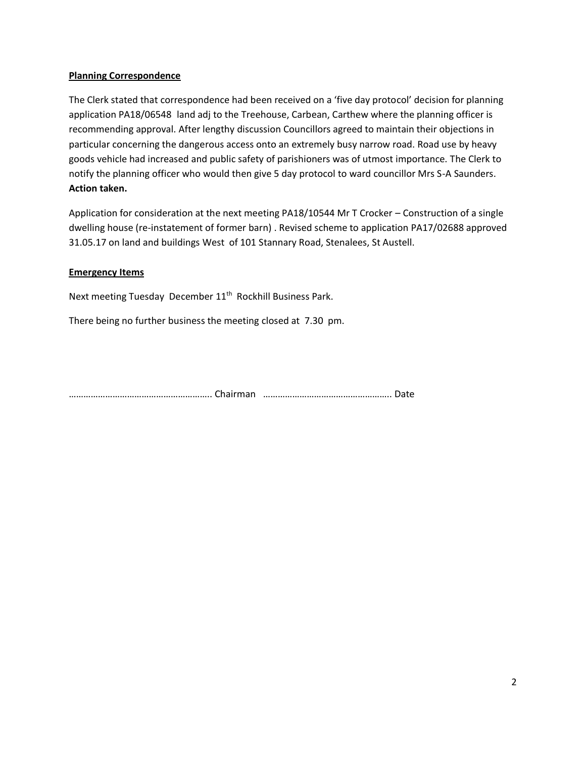**Planning Correspondence**

The Clerk stated that correspondence had been received on a 'five day protocol' decision for planning application PA18/06548 land adj to the Treehouse, Carbean, Carthew where the planning officer is recommending approval. After lengthy discussion Councillors agreed to maintain their objections in particular concerning the dangerous access onto an extremely busy narrow road. Road use by heavy goods vehicle had increased and public safety of parishioners was of utmost importance. The Clerk to notify the planning officer who would then give 5 day protocol to ward councillor Mrs S-A Saunders. **Action taken.**

Application for consideration at the next meeting PA18/10544 Mr T Crocker – Construction of a single dwelling house (re-instatement of former barn) . Revised scheme to application PA17/02688 approved 31.05.17 on land and buildings West of 101 Stannary Road, Stenalees, St Austell.

**Emergency Items**

Next meeting Tuesday December 11th Rockhill Business Park.

There being no further business the meeting closed at 7.30 pm.

………………………………………………….. Chairman ……………………………………………. Date